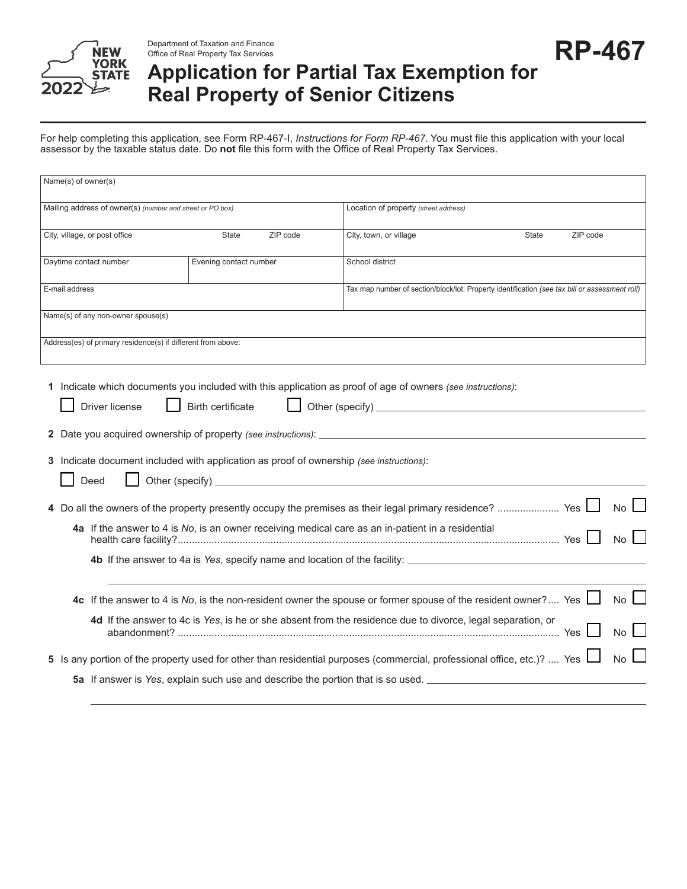Department of Taxation and Finance
Office of Real Property Tax Services

NEW YORK STATE 2022

# RP-467

# Application for Partial Tax Exemption for Real Property of Senior Citizens

For help completing this application, see Form RP-467-I, *Instructions for Form RP-467*. You must file this application with your local assessor by the taxable status date. Do **not** file this form with the Office of Real Property Tax Services.

| | | | | |
|---|---|---|---|---|
| Name(s) of owner(s) | | | | |
| Mailing address of owner(s) *(number and street or PO box)* | | | Location of property *(street address)* | |
| City, village, or post office | State | ZIP code | City, town, or village | State / ZIP code |
| Daytime contact number | Evening contact number | | School district | |
| E-mail address | | | Tax map number of section/block/lot: Property identification *(see tax bill or assessment roll)* | |
| Name(s) of any non-owner spouse(s) | | | | |
| Address(es) of primary residence(s) if different from above: | | | | |

**1** Indicate which documents you included with this application as proof of age of owners *(see instructions)*:

☐ Driver license ☐ Birth certificate ☐ Other (specify) ______________________

**2** Date you acquired ownership of property *(see instructions)*: ______________________

**3** Indicate document included with application as proof of ownership *(see instructions)*:

☐ Deed ☐ Other (specify) ______________________

**4** Do all the owners of the property presently occupy the premises as their legal primary residence? ...................... Yes ☐ No ☐

**4a** If the answer to 4 is *No*, is an owner receiving medical care as an in-patient in a residential health care facility?........................................................................................................................................ Yes ☐ No ☐

**4b** If the answer to 4a is *Yes*, specify name and location of the facility: ______________________

______________________

**4c** If the answer to 4 is *No*, is the non-resident owner the spouse or former spouse of the resident owner?.... Yes ☐ No ☐

**4d** If the answer to 4c is *Yes*, is he or she absent from the residence due to divorce, legal separation, or abandonment? ........................................................................................................................................ Yes ☐ No ☐

**5** Is any portion of the property used for other than residential purposes (commercial, professional office, etc.)? .... Yes ☐ No ☐

**5a** If answer is *Yes*, explain such use and describe the portion that is so used. ______________________

______________________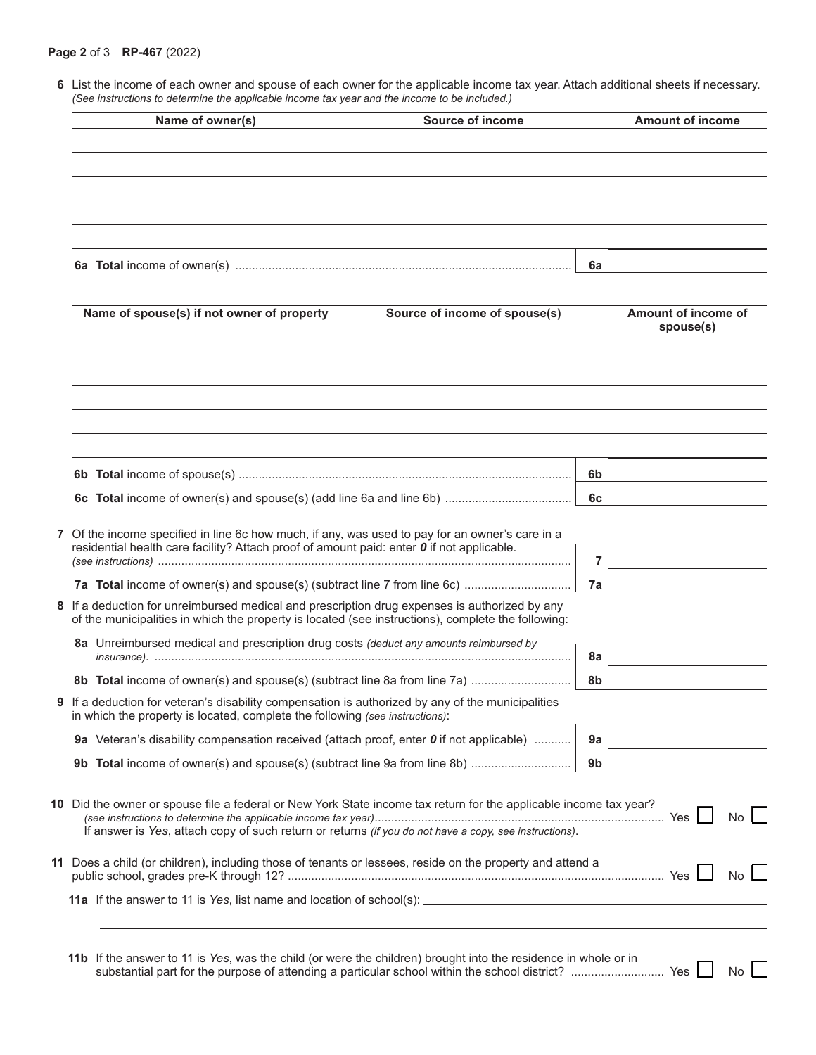**6** List the income of each owner and spouse of each owner for the applicable income tax year. Attach additional sheets if necessary. *(See instructions to determine the applicable income tax year and the income to be included.)*

| Name of owner(s) | Source of income | Amount of income |
|---|---|---|
| | | |
| | | |
| | | |
| | | |
| | | |

**6a Total** income of owner(s) ..................... **6a** ______

| Name of spouse(s) if not owner of property | Source of income of spouse(s) | Amount of income of spouse(s) |
|---|---|---|
| | | |
| | | |
| | | |
| | | |
| | | |

**6b Total** income of spouse(s) ..................... **6b** ______

**6c Total** income of owner(s) and spouse(s) (add line 6a and line 6b) ..................... **6c** ______

**7** Of the income specified in line 6c how much, if any, was used to pay for an owner's care in a residential health care facility? Attach proof of amount paid: enter ***0*** if not applicable. *(see instructions)* ..................... **7** ______

**7a Total** income of owner(s) and spouse(s) (subtract line 7 from line 6c) ..................... **7a** ______

**8** If a deduction for unreimbursed medical and prescription drug expenses is authorized by any of the municipalities in which the property is located (see instructions), complete the following:

**8a** Unreimbursed medical and prescription drug costs *(deduct any amounts reimbursed by insurance)*. ..................... **8a** ______

**8b Total** income of owner(s) and spouse(s) (subtract line 8a from line 7a) ..................... **8b** ______

**9** If a deduction for veteran's disability compensation is authorized by any of the municipalities in which the property is located, complete the following *(see instructions)*:

**9a** Veteran's disability compensation received (attach proof, enter ***0*** if not applicable) ..................... **9a** ______

**9b Total** income of owner(s) and spouse(s) (subtract line 9a from line 8b) ..................... **9b** ______

**10** Did the owner or spouse file a federal or New York State income tax return for the applicable income tax year? *(see instructions to determine the applicable income tax year)*..................... Yes ☐ No ☐

If answer is *Yes*, attach copy of such return or returns *(if you do not have a copy, see instructions)*.

**11** Does a child (or children), including those of tenants or lessees, reside on the property and attend a public school, grades pre-K through 12? ..................... Yes ☐ No ☐

**11a** If the answer to 11 is *Yes*, list name and location of school(s): ______________________

**11b** If the answer to 11 is *Yes*, was the child (or were the children) brought into the residence in whole or in substantial part for the purpose of attending a particular school within the school district? ..................... Yes ☐ No ☐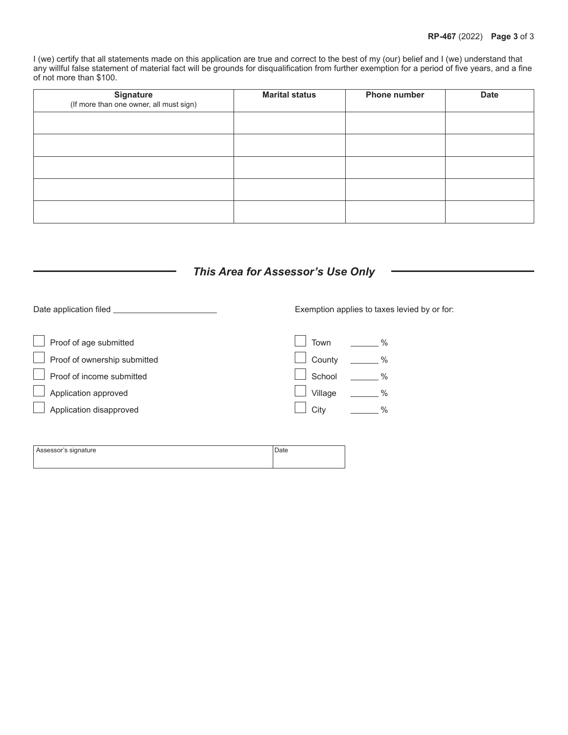I (we) certify that all statements made on this application are true and correct to the best of my (our) belief and I (we) understand that any willful false statement of material fact will be grounds for disqualification from further exemption for a period of five years, and a fine of not more than $100.

| Signature (If more than one owner, all must sign) | Marital status | Phone number | Date |
|---|---|---|---|
| | | | |
| | | | |
| | | | |
| | | | |
| | | | |

## *This Area for Assessor's Use Only*

Date application filed ______________________

- ☐ Proof of age submitted
- ☐ Proof of ownership submitted
- ☐ Proof of income submitted
- ☐ Application approved
- ☐ Application disapproved

Exemption applies to taxes levied by or for:

- ☐ Town ______ %
- ☐ County ______ %
- ☐ School ______ %
- ☐ Village ______ %
- ☐ City ______ %

| Assessor's signature | Date |
|---|---|
| | |